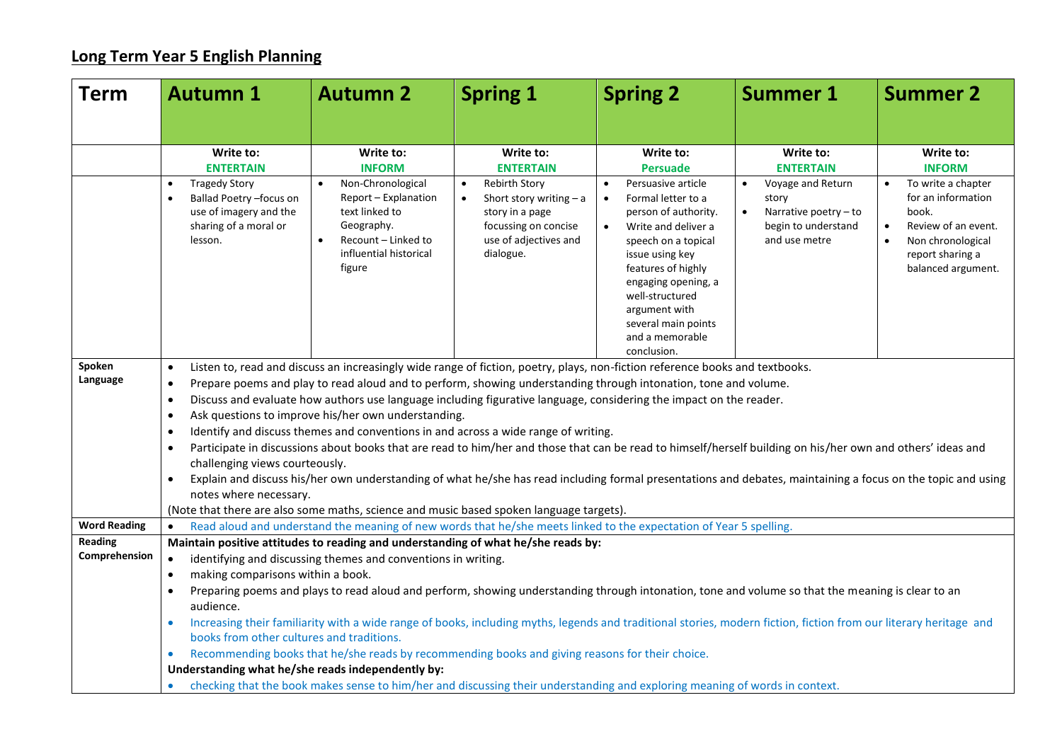## Long Term Year 5 English Planning

| Term | Autumn 1 | Autumn 2 | Spring 1 | Spring 2 | Summer 1 | Summer 2 |
|---|---|---|---|---|---|---|
| | **Write to: ENTERTAIN** | **Write to: INFORM** | **Write to: ENTERTAIN** | **Write to: Persuade** | **Write to: ENTERTAIN** | **Write to: INFORM** |
| | • Tragedy Story<br>• Ballad Poetry –focus on use of imagery and the sharing of a moral or lesson. | • Non-Chronological Report – Explanation text linked to Geography.<br>• Recount – Linked to influential historical figure | • Rebirth Story<br>• Short story writing – a story in a page focussing on concise use of adjectives and dialogue. | • Persuasive article<br>• Formal letter to a person of authority.<br>• Write and deliver a speech on a topical issue using key features of highly engaging opening, a well-structured argument with several main points and a memorable conclusion. | • Voyage and Return story<br>• Narrative poetry – to begin to understand and use metre | • To write a chapter for an information book.<br>• Review of an event.<br>• Non chronological report sharing a balanced argument. |
| **Spoken Language** | • Listen to, read and discuss an increasingly wide range of fiction, poetry, plays, non-fiction reference books and textbooks.<br>• Prepare poems and play to read aloud and to perform, showing understanding through intonation, tone and volume.<br>• Discuss and evaluate how authors use language including figurative language, considering the impact on the reader.<br>• Ask questions to improve his/her own understanding.<br>• Identify and discuss themes and conventions in and across a wide range of writing.<br>• Participate in discussions about books that are read to him/her and those that can be read to himself/herself building on his/her own and others' ideas and challenging views courteously.<br>• Explain and discuss his/her own understanding of what he/she has read including formal presentations and debates, maintaining a focus on the topic and using notes where necessary.<br>(Note that there are also some maths, science and music based spoken language targets). | | | | | |
| **Word Reading** | • Read aloud and understand the meaning of new words that he/she meets linked to the expectation of Year 5 spelling. | | | | | |
| **Reading Comprehension** | **Maintain positive attitudes to reading and understanding of what he/she reads by:**<br>• identifying and discussing themes and conventions in writing.<br>• making comparisons within a book.<br>• Preparing poems and plays to read aloud and perform, showing understanding through intonation, tone and volume so that the meaning is clear to an audience.<br>• Increasing their familiarity with a wide range of books, including myths, legends and traditional stories, modern fiction, fiction from our literary heritage and books from other cultures and traditions.<br>• Recommending books that he/she reads by recommending books and giving reasons for their choice.<br>**Understanding what he/she reads independently by:**<br>• checking that the book makes sense to him/her and discussing their understanding and exploring meaning of words in context. | | | | | |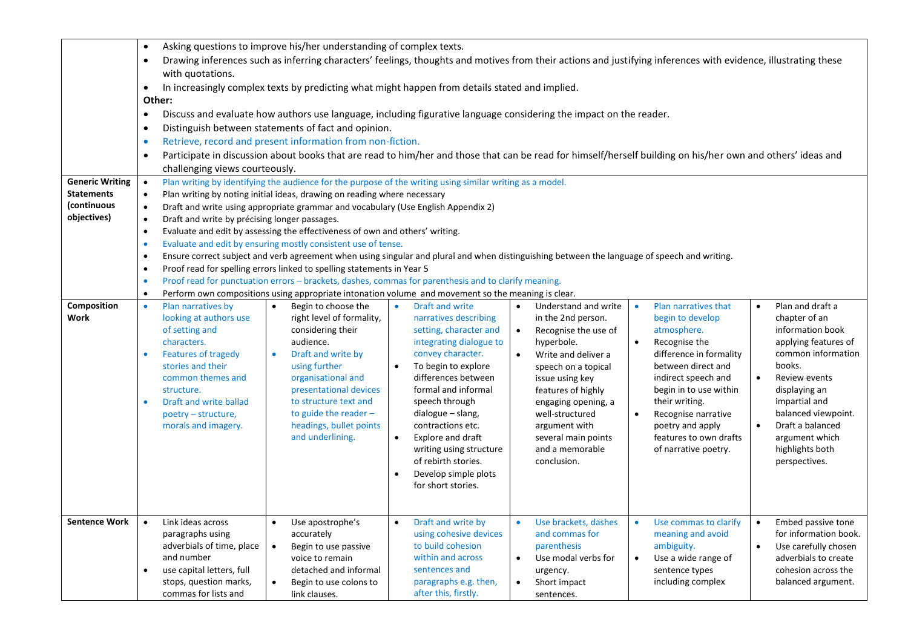| | | | | | | |
|---|---|---|---|---|---|---|
| | • Asking questions to improve his/her understanding of complex texts.<br>• Drawing inferences such as inferring characters' feelings, thoughts and motives from their actions and justifying inferences with evidence, illustrating these with quotations.<br>• In increasingly complex texts by predicting what might happen from details stated and implied.<br>**Other:**<br>• Discuss and evaluate how authors use language, including figurative language considering the impact on the reader.<br>• Distinguish between statements of fact and opinion.<br>• Retrieve, record and present information from non-fiction.<br>• Participate in discussion about books that are read to him/her and those that can be read for himself/herself building on his/her own and others' ideas and challenging views courteously. | | | | | |
| **Generic Writing Statements (continuous objectives)** | • Plan writing by identifying the audience for the purpose of the writing using similar writing as a model.<br>• Plan writing by noting initial ideas, drawing on reading where necessary<br>• Draft and write using appropriate grammar and vocabulary (Use English Appendix 2)<br>• Draft and write by précising longer passages.<br>• Evaluate and edit by assessing the effectiveness of own and others' writing.<br>• Evaluate and edit by ensuring mostly consistent use of tense.<br>• Ensure correct subject and verb agreement when using singular and plural and when distinguishing between the language of speech and writing.<br>• Proof read for spelling errors linked to spelling statements in Year 5<br>• Proof read for punctuation errors – brackets, dashes, commas for parenthesis and to clarify meaning.<br>• Perform own compositions using appropriate intonation volume and movement so the meaning is clear. | | | | | |
| **Composition Work** | • Plan narratives by looking at authors use of setting and characters.<br>• Features of tragedy stories and their common themes and structure.<br>• Draft and write ballad poetry – structure, morals and imagery. | • Begin to choose the right level of formality, considering their audience.<br>• Draft and write by using further organisational and presentational devices to structure text and to guide the reader – headings, bullet points and underlining. | • Draft and write narratives describing setting, character and integrating dialogue to convey character.<br>• To begin to explore differences between formal and informal speech through dialogue – slang, contractions etc.<br>• Explore and draft writing using structure of rebirth stories.<br>• Develop simple plots for short stories. | • Understand and write in the 2nd person.<br>• Recognise the use of hyperbole.<br>• Write and deliver a speech on a topical issue using key features of highly engaging opening, a well-structured argument with several main points and a memorable conclusion. | • Plan narratives that begin to develop atmosphere.<br>• Recognise the difference in formality between direct and indirect speech and begin in to use within their writing.<br>• Recognise narrative poetry and apply features to own drafts of narrative poetry. | • Plan and draft a chapter of an information book applying features of common information books.<br>• Review events displaying an impartial and balanced viewpoint.<br>• Draft a balanced argument which highlights both perspectives. |
| **Sentence Work** | • Link ideas across paragraphs using adverbials of time, place and number<br>• use capital letters, full stops, question marks, commas for lists and | • Use apostrophe's accurately<br>• Begin to use passive voice to remain detached and informal<br>• Begin to use colons to link clauses. | • Draft and write by using cohesive devices to build cohesion within and across sentences and paragraphs e.g. then, after this, firstly. | • Use brackets, dashes and commas for parenthesis<br>• Use modal verbs for urgency.<br>• Short impact sentences. | • Use commas to clarify meaning and avoid ambiguity.<br>• Use a wide range of sentence types including complex | • Embed passive tone for information book.<br>• Use carefully chosen adverbials to create cohesion across the balanced argument. |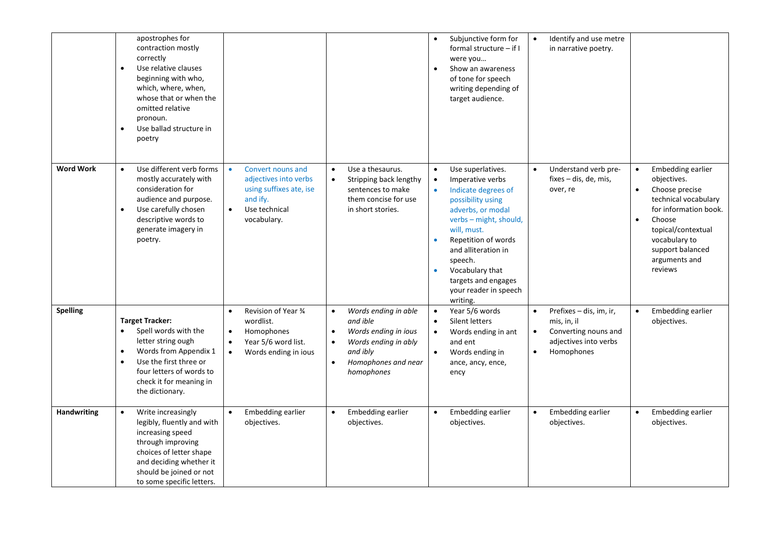| | | | | | | |
|---|---|---|---|---|---|---|
| | apostrophes for contraction mostly correctly<br>• Use relative clauses beginning with who, which, where, when, whose that or when the omitted relative pronoun.<br>• Use ballad structure in poetry | | | • Subjunctive form for formal structure – if I were you…<br>• Show an awareness of tone for speech writing depending of target audience. | • Identify and use metre in narrative poetry. | |
| **Word Work** | • Use different verb forms mostly accurately with consideration for audience and purpose.<br>• Use carefully chosen descriptive words to generate imagery in poetry. | • Convert nouns and adjectives into verbs using suffixes ate, ise and ify.<br>• Use technical vocabulary. | • Use a thesaurus.<br>• Stripping back lengthy sentences to make them concise for use in short stories. | • Use superlatives.<br>• Imperative verbs<br>• Indicate degrees of possibility using adverbs, or modal verbs – might, should, will, must.<br>• Repetition of words and alliteration in speech.<br>• Vocabulary that targets and engages your reader in speech writing. | • Understand verb pre-fixes – dis, de, mis, over, re | • Embedding earlier objectives.<br>• Choose precise technical vocabulary for information book.<br>• Choose topical/contextual vocabulary to support balanced arguments and reviews |
| **Spelling** | **Target Tracker:**<br>• Spell words with the letter string ough<br>• Words from Appendix 1<br>• Use the first three or four letters of words to check it for meaning in the dictionary. | • Revision of Year ¾ wordlist.<br>• Homophones<br>• Year 5/6 word list.<br>• Words ending in ious | • *Words ending in able and ible*<br>• *Words ending in ious*<br>• *Words ending in ably and ibly*<br>• *Homophones and near homophones* | • Year 5/6 words<br>• Silent letters<br>• Words ending in ant and ent<br>• Words ending in ance, ancy, ence, ency | • Prefixes – dis, im, ir, mis, in, il<br>• Converting nouns and adjectives into verbs<br>• Homophones | • Embedding earlier objectives. |
| **Handwriting** | • Write increasingly legibly, fluently and with increasing speed through improving choices of letter shape and deciding whether it should be joined or not to some specific letters. | • Embedding earlier objectives. | • Embedding earlier objectives. | • Embedding earlier objectives. | • Embedding earlier objectives. | • Embedding earlier objectives. |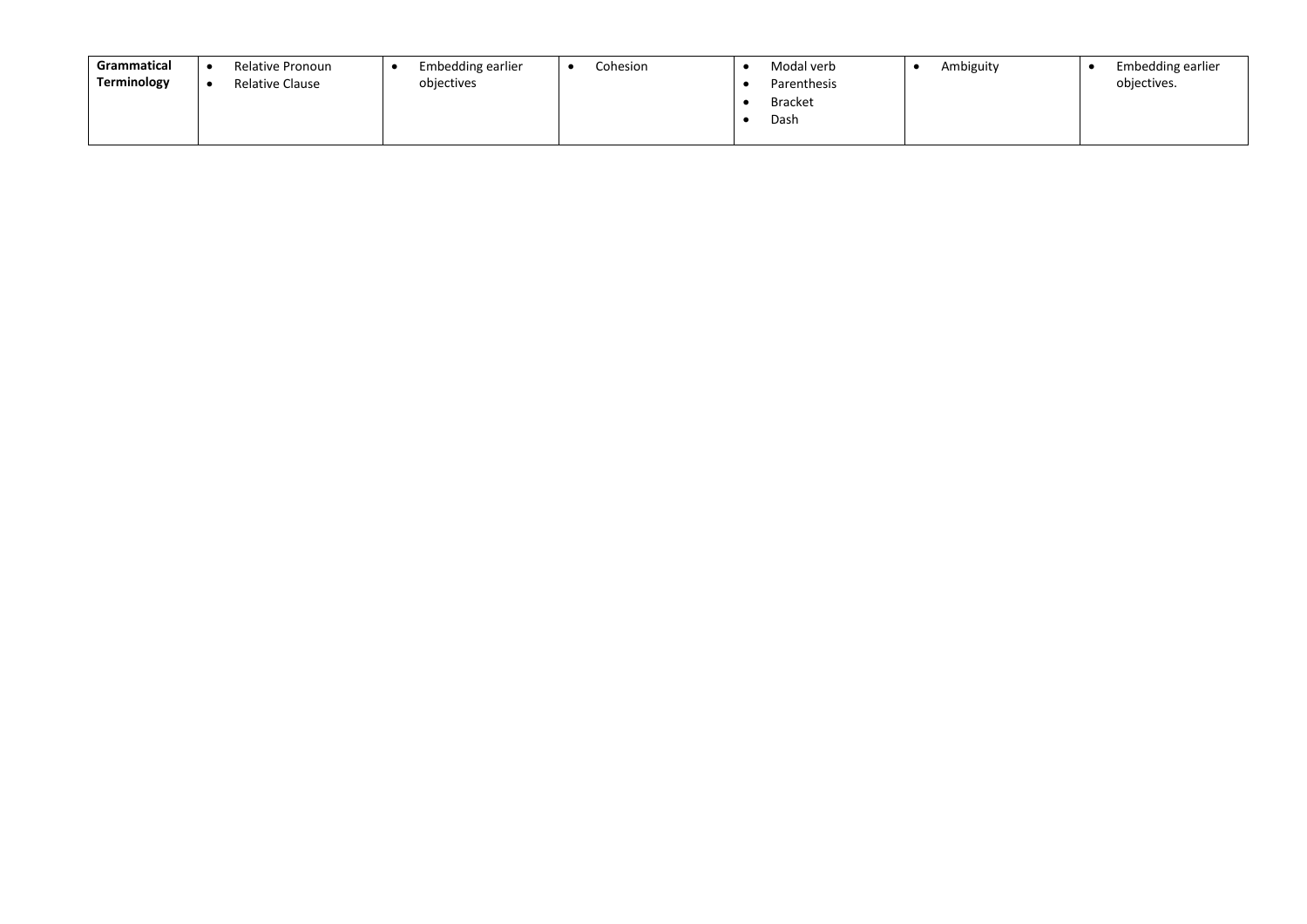| | | | | | | |
|---|---|---|---|---|---|---|
| **Grammatical Terminology** | • Relative Pronoun<br>• Relative Clause | • Embedding earlier objectives | • Cohesion | • Modal verb<br>• Parenthesis<br>• Bracket<br>• Dash | • Ambiguity | • Embedding earlier objectives. |